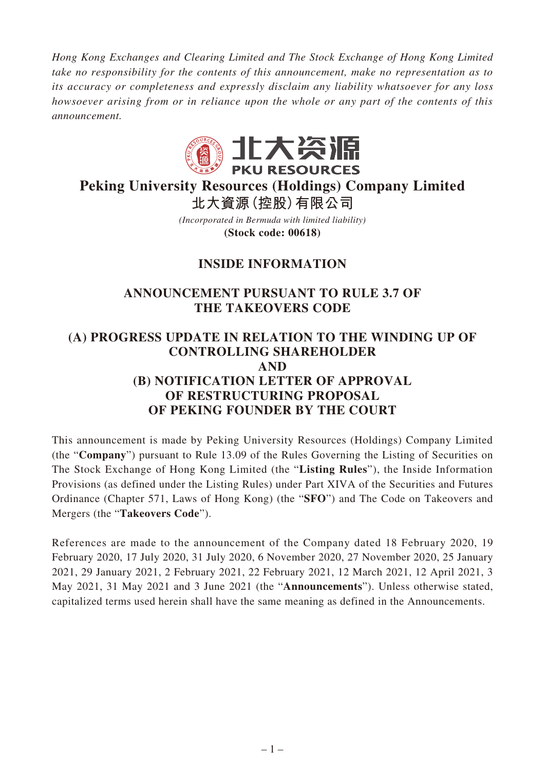*Hong Kong Exchanges and Clearing Limited and The Stock Exchange of Hong Kong Limited take no responsibility for the contents of this announcement, make no representation as to its accuracy or completeness and expressly disclaim any liability whatsoever for any loss howsoever arising from or in reliance upon the whole or any part of the contents of this announcement.*

北大资源
PKU RESOURCES

# Peking University Resources (Holdings) Company Limited
# 北大資源(控股)有限公司

*(Incorporated in Bermuda with limited liability)*
**(Stock code: 00618)**

## INSIDE INFORMATION

## ANNOUNCEMENT PURSUANT TO RULE 3.7 OF THE TAKEOVERS CODE

## (A) PROGRESS UPDATE IN RELATION TO THE WINDING UP OF CONTROLLING SHAREHOLDER AND (B) NOTIFICATION LETTER OF APPROVAL OF RESTRUCTURING PROPOSAL OF PEKING FOUNDER BY THE COURT

This announcement is made by Peking University Resources (Holdings) Company Limited (the "**Company**") pursuant to Rule 13.09 of the Rules Governing the Listing of Securities on The Stock Exchange of Hong Kong Limited (the "**Listing Rules**"), the Inside Information Provisions (as defined under the Listing Rules) under Part XIVA of the Securities and Futures Ordinance (Chapter 571, Laws of Hong Kong) (the "**SFO**") and The Code on Takeovers and Mergers (the "**Takeovers Code**").

References are made to the announcement of the Company dated 18 February 2020, 19 February 2020, 17 July 2020, 31 July 2020, 6 November 2020, 27 November 2020, 25 January 2021, 29 January 2021, 2 February 2021, 22 February 2021, 12 March 2021, 12 April 2021, 3 May 2021, 31 May 2021 and 3 June 2021 (the "**Announcements**"). Unless otherwise stated, capitalized terms used herein shall have the same meaning as defined in the Announcements.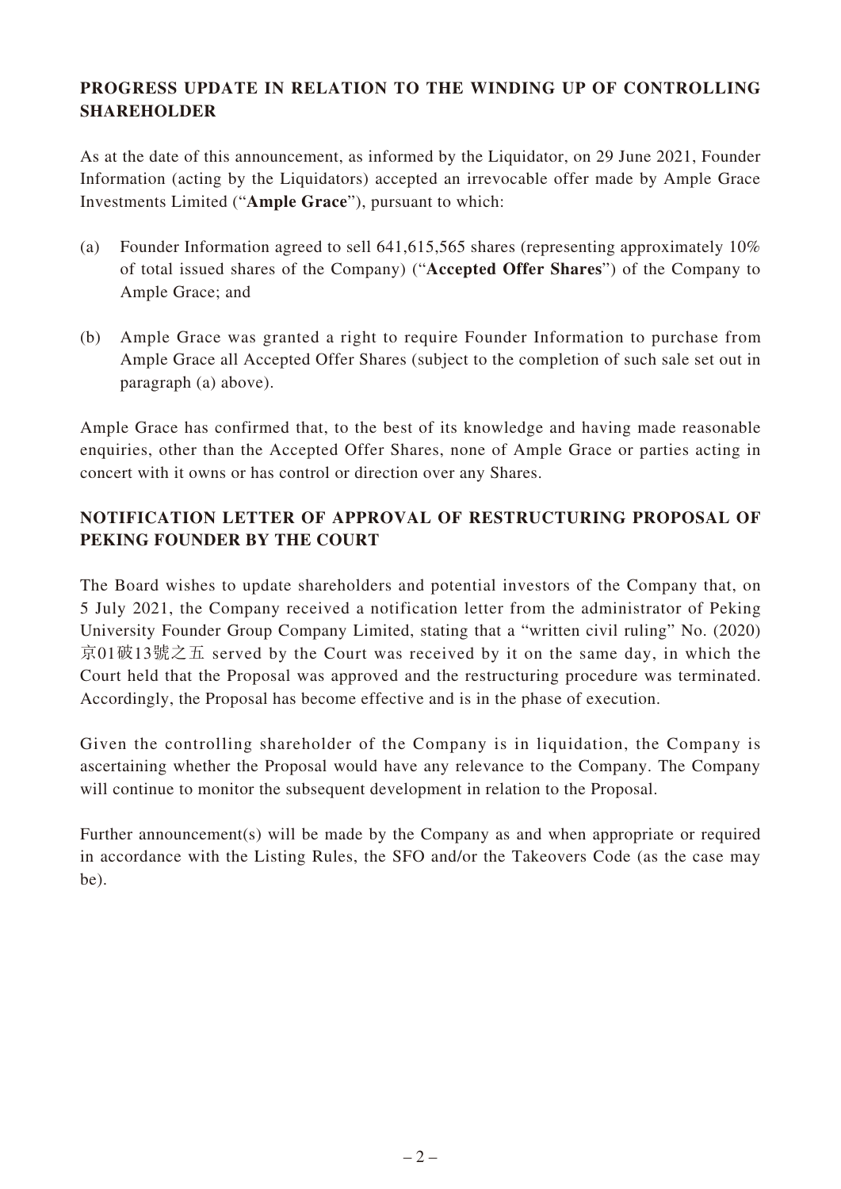## PROGRESS UPDATE IN RELATION TO THE WINDING UP OF CONTROLLING SHAREHOLDER

As at the date of this announcement, as informed by the Liquidator, on 29 June 2021, Founder Information (acting by the Liquidators) accepted an irrevocable offer made by Ample Grace Investments Limited ("**Ample Grace**"), pursuant to which:

(a) Founder Information agreed to sell 641,615,565 shares (representing approximately 10% of total issued shares of the Company) ("**Accepted Offer Shares**") of the Company to Ample Grace; and

(b) Ample Grace was granted a right to require Founder Information to purchase from Ample Grace all Accepted Offer Shares (subject to the completion of such sale set out in paragraph (a) above).

Ample Grace has confirmed that, to the best of its knowledge and having made reasonable enquiries, other than the Accepted Offer Shares, none of Ample Grace or parties acting in concert with it owns or has control or direction over any Shares.

## NOTIFICATION LETTER OF APPROVAL OF RESTRUCTURING PROPOSAL OF PEKING FOUNDER BY THE COURT

The Board wishes to update shareholders and potential investors of the Company that, on 5 July 2021, the Company received a notification letter from the administrator of Peking University Founder Group Company Limited, stating that a "written civil ruling" No. (2020) 京01破13號之五 served by the Court was received by it on the same day, in which the Court held that the Proposal was approved and the restructuring procedure was terminated. Accordingly, the Proposal has become effective and is in the phase of execution.

Given the controlling shareholder of the Company is in liquidation, the Company is ascertaining whether the Proposal would have any relevance to the Company. The Company will continue to monitor the subsequent development in relation to the Proposal.

Further announcement(s) will be made by the Company as and when appropriate or required in accordance with the Listing Rules, the SFO and/or the Takeovers Code (as the case may be).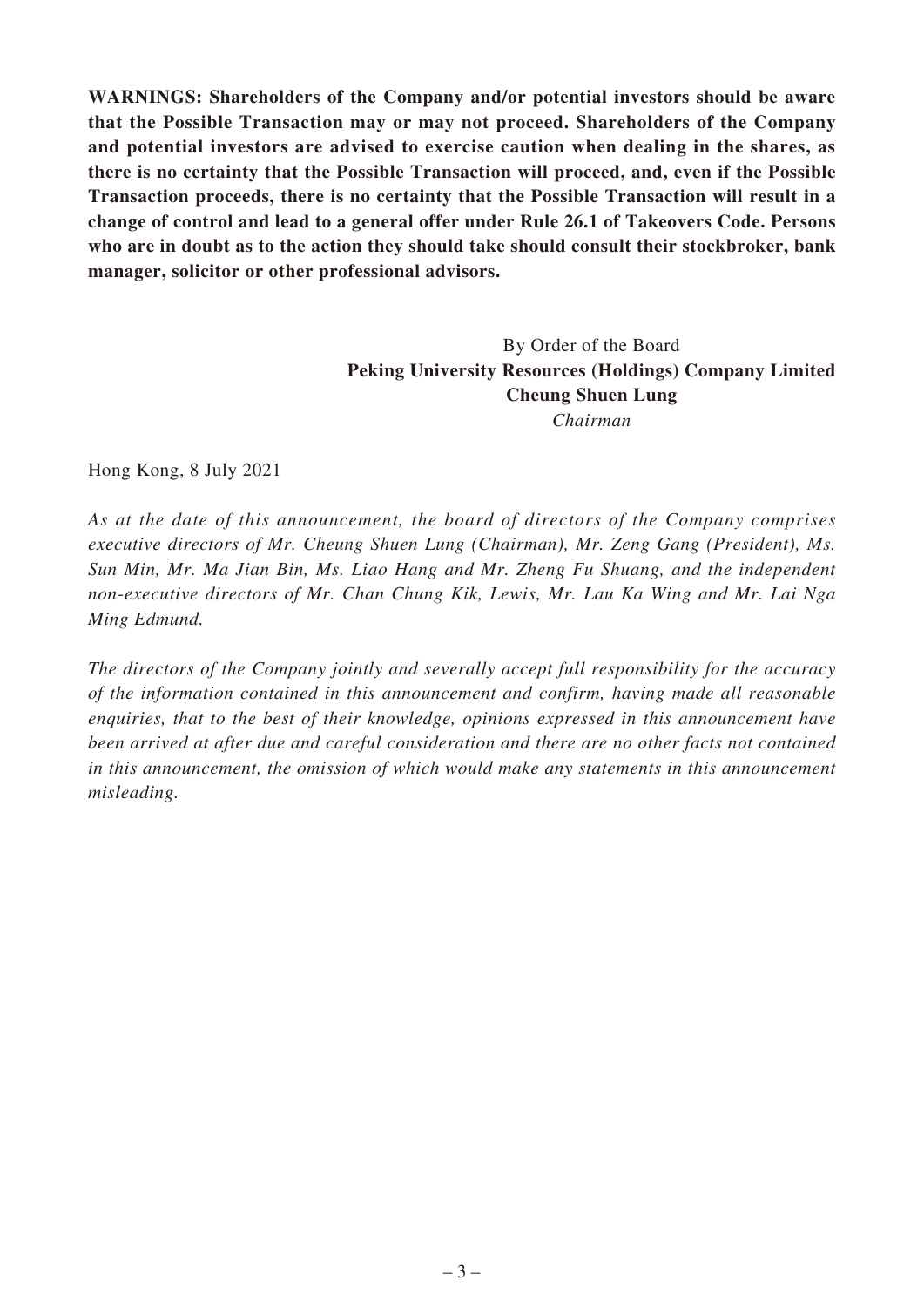**WARNINGS: Shareholders of the Company and/or potential investors should be aware that the Possible Transaction may or may not proceed. Shareholders of the Company and potential investors are advised to exercise caution when dealing in the shares, as there is no certainty that the Possible Transaction will proceed, and, even if the Possible Transaction proceeds, there is no certainty that the Possible Transaction will result in a change of control and lead to a general offer under Rule 26.1 of Takeovers Code. Persons who are in doubt as to the action they should take should consult their stockbroker, bank manager, solicitor or other professional advisors.**

By Order of the Board
**Peking University Resources (Holdings) Company Limited**
**Cheung Shuen Lung**
*Chairman*

Hong Kong, 8 July 2021

*As at the date of this announcement, the board of directors of the Company comprises executive directors of Mr. Cheung Shuen Lung (Chairman), Mr. Zeng Gang (President), Ms. Sun Min, Mr. Ma Jian Bin, Ms. Liao Hang and Mr. Zheng Fu Shuang, and the independent non-executive directors of Mr. Chan Chung Kik, Lewis, Mr. Lau Ka Wing and Mr. Lai Nga Ming Edmund.*

*The directors of the Company jointly and severally accept full responsibility for the accuracy of the information contained in this announcement and confirm, having made all reasonable enquiries, that to the best of their knowledge, opinions expressed in this announcement have been arrived at after due and careful consideration and there are no other facts not contained in this announcement, the omission of which would make any statements in this announcement misleading.*